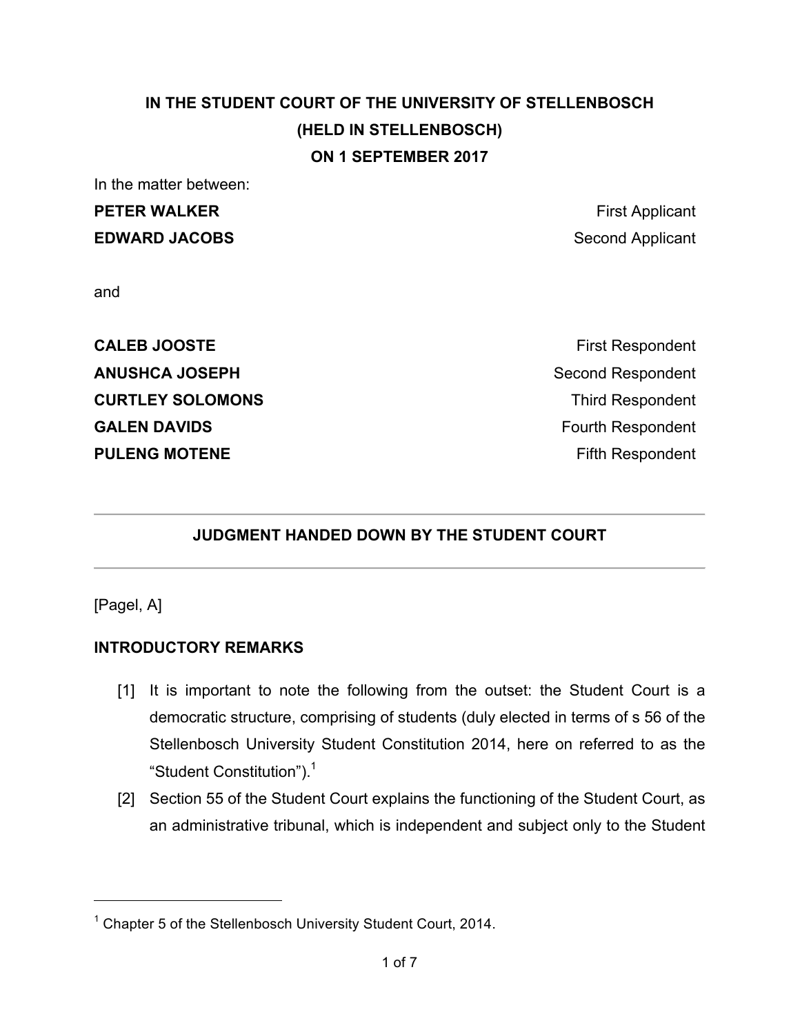**IN THE STUDENT COURT OF THE UNIVERSITY OF STELLENBOSCH**
**(HELD IN STELLENBOSCH)**
**ON 1 SEPTEMBER 2017**

In the matter between:

| | |
|---|---|
| **PETER WALKER** | First Applicant |
| **EDWARD JACOBS** | Second Applicant |

and

| | |
|---|---|
| **CALEB JOOSTE** | First Respondent |
| **ANUSHCA JOSEPH** | Second Respondent |
| **CURTLEY SOLOMONS** | Third Respondent |
| **GALEN DAVIDS** | Fourth Respondent |
| **PULENG MOTENE** | Fifth Respondent |

---

**JUDGMENT HANDED DOWN BY THE STUDENT COURT**

---

[Pagel, A]

## INTRODUCTORY REMARKS

[1] It is important to note the following from the outset: the Student Court is a democratic structure, comprising of students (duly elected in terms of s 56 of the Stellenbosch University Student Constitution 2014, here on referred to as the "Student Constitution").[1]

[2] Section 55 of the Student Court explains the functioning of the Student Court, as an administrative tribunal, which is independent and subject only to the Student

---

[1] Chapter 5 of the Stellenbosch University Student Court, 2014.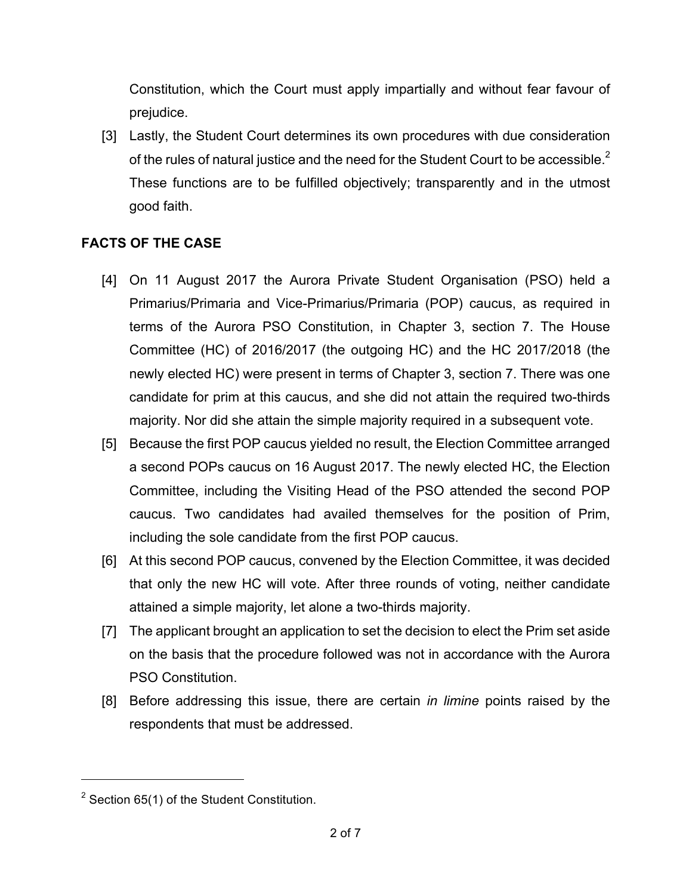Constitution, which the Court must apply impartially and without fear favour of prejudice.

[3] Lastly, the Student Court determines its own procedures with due consideration of the rules of natural justice and the need for the Student Court to be accessible.[2] These functions are to be fulfilled objectively; transparently and in the utmost good faith.

## FACTS OF THE CASE

[4] On 11 August 2017 the Aurora Private Student Organisation (PSO) held a Primarius/Primaria and Vice-Primarius/Primaria (POP) caucus, as required in terms of the Aurora PSO Constitution, in Chapter 3, section 7. The House Committee (HC) of 2016/2017 (the outgoing HC) and the HC 2017/2018 (the newly elected HC) were present in terms of Chapter 3, section 7. There was one candidate for prim at this caucus, and she did not attain the required two-thirds majority. Nor did she attain the simple majority required in a subsequent vote.

[5] Because the first POP caucus yielded no result, the Election Committee arranged a second POPs caucus on 16 August 2017. The newly elected HC, the Election Committee, including the Visiting Head of the PSO attended the second POP caucus. Two candidates had availed themselves for the position of Prim, including the sole candidate from the first POP caucus.

[6] At this second POP caucus, convened by the Election Committee, it was decided that only the new HC will vote. After three rounds of voting, neither candidate attained a simple majority, let alone a two-thirds majority.

[7] The applicant brought an application to set the decision to elect the Prim set aside on the basis that the procedure followed was not in accordance with the Aurora PSO Constitution.

[8] Before addressing this issue, there are certain *in limine* points raised by the respondents that must be addressed.

---

[2] Section 65(1) of the Student Constitution.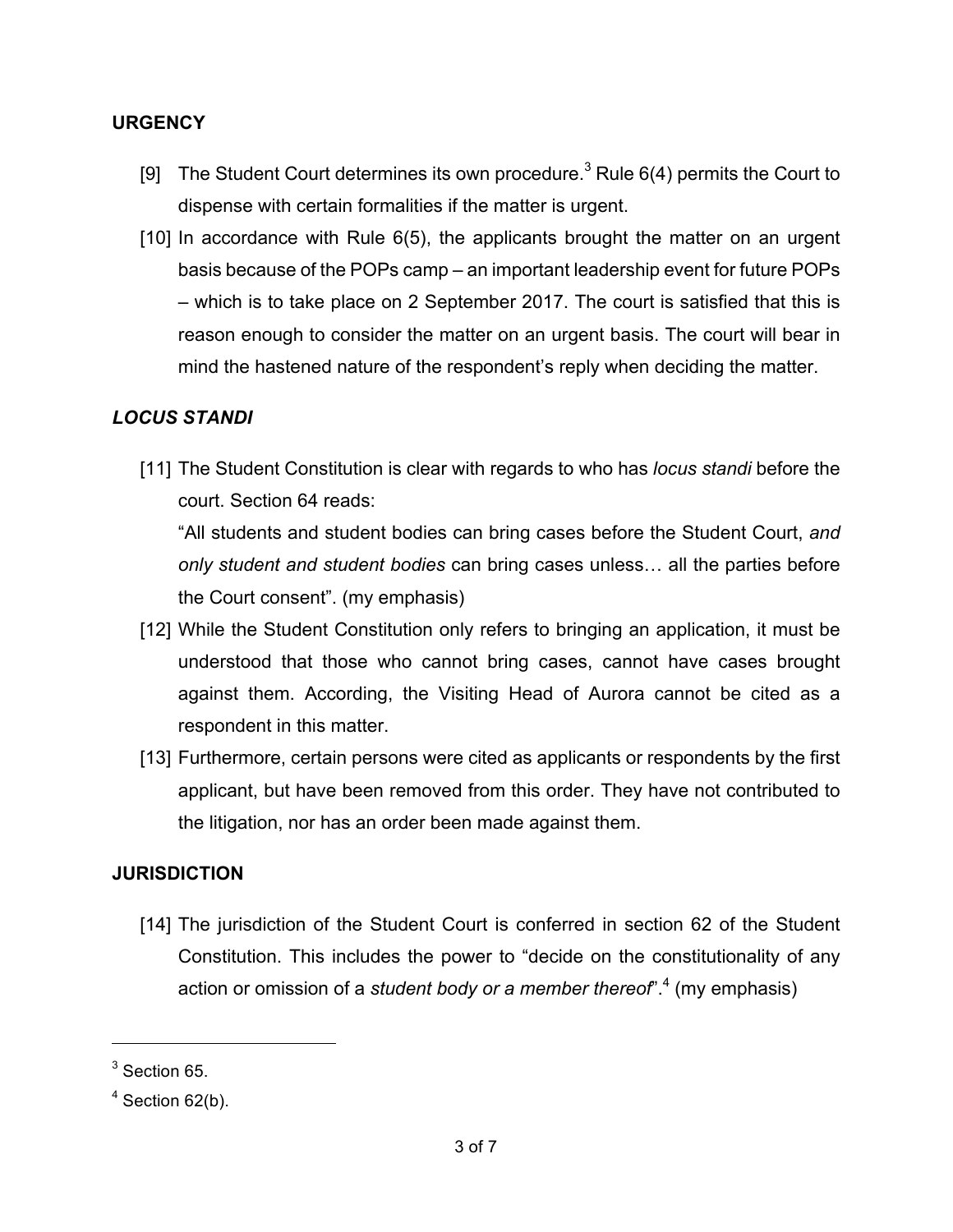## URGENCY

[9] The Student Court determines its own procedure.[3] Rule 6(4) permits the Court to dispense with certain formalities if the matter is urgent.

[10] In accordance with Rule 6(5), the applicants brought the matter on an urgent basis because of the POPs camp – an important leadership event for future POPs – which is to take place on 2 September 2017. The court is satisfied that this is reason enough to consider the matter on an urgent basis. The court will bear in mind the hastened nature of the respondent's reply when deciding the matter.

## *LOCUS STANDI*

[11] The Student Constitution is clear with regards to who has *locus standi* before the court. Section 64 reads:

"All students and student bodies can bring cases before the Student Court, *and only student and student bodies* can bring cases unless… all the parties before the Court consent". (my emphasis)

[12] While the Student Constitution only refers to bringing an application, it must be understood that those who cannot bring cases, cannot have cases brought against them. According, the Visiting Head of Aurora cannot be cited as a respondent in this matter.

[13] Furthermore, certain persons were cited as applicants or respondents by the first applicant, but have been removed from this order. They have not contributed to the litigation, nor has an order been made against them.

## JURISDICTION

[14] The jurisdiction of the Student Court is conferred in section 62 of the Student Constitution. This includes the power to "decide on the constitutionality of any action or omission of a *student body or a member thereof*".[4] (my emphasis)

---

[3] Section 65.

[4] Section 62(b).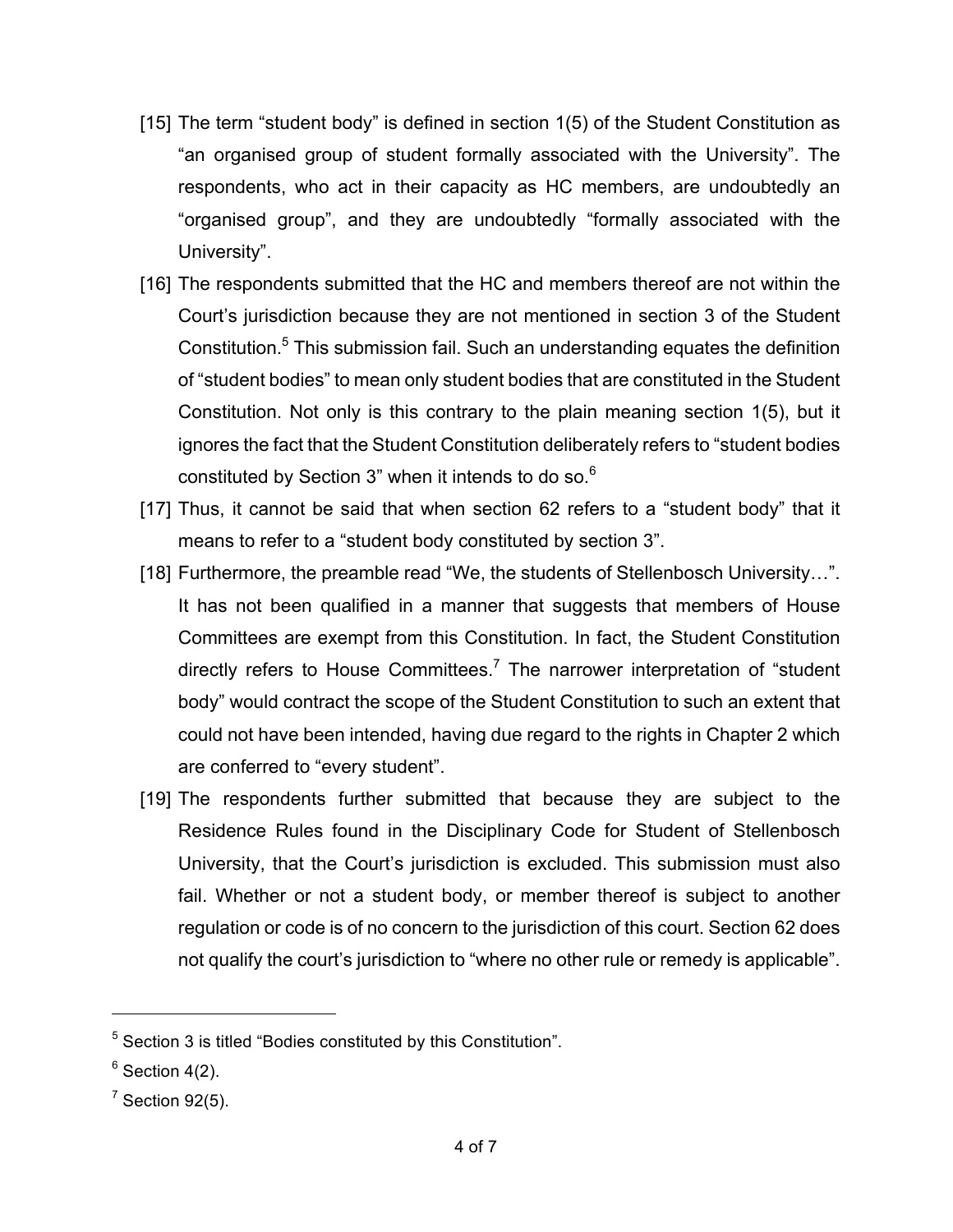[15] The term "student body" is defined in section 1(5) of the Student Constitution as "an organised group of student formally associated with the University". The respondents, who act in their capacity as HC members, are undoubtedly an "organised group", and they are undoubtedly "formally associated with the University".

[16] The respondents submitted that the HC and members thereof are not within the Court's jurisdiction because they are not mentioned in section 3 of the Student Constitution.[5] This submission fail. Such an understanding equates the definition of "student bodies" to mean only student bodies that are constituted in the Student Constitution. Not only is this contrary to the plain meaning section 1(5), but it ignores the fact that the Student Constitution deliberately refers to "student bodies constituted by Section 3" when it intends to do so.[6]

[17] Thus, it cannot be said that when section 62 refers to a "student body" that it means to refer to a "student body constituted by section 3".

[18] Furthermore, the preamble read "We, the students of Stellenbosch University…". It has not been qualified in a manner that suggests that members of House Committees are exempt from this Constitution. In fact, the Student Constitution directly refers to House Committees.[7] The narrower interpretation of "student body" would contract the scope of the Student Constitution to such an extent that could not have been intended, having due regard to the rights in Chapter 2 which are conferred to "every student".

[19] The respondents further submitted that because they are subject to the Residence Rules found in the Disciplinary Code for Student of Stellenbosch University, that the Court's jurisdiction is excluded. This submission must also fail. Whether or not a student body, or member thereof is subject to another regulation or code is of no concern to the jurisdiction of this court. Section 62 does not qualify the court's jurisdiction to "where no other rule or remedy is applicable".

---

[5] Section 3 is titled "Bodies constituted by this Constitution".

[6] Section 4(2).

[7] Section 92(5).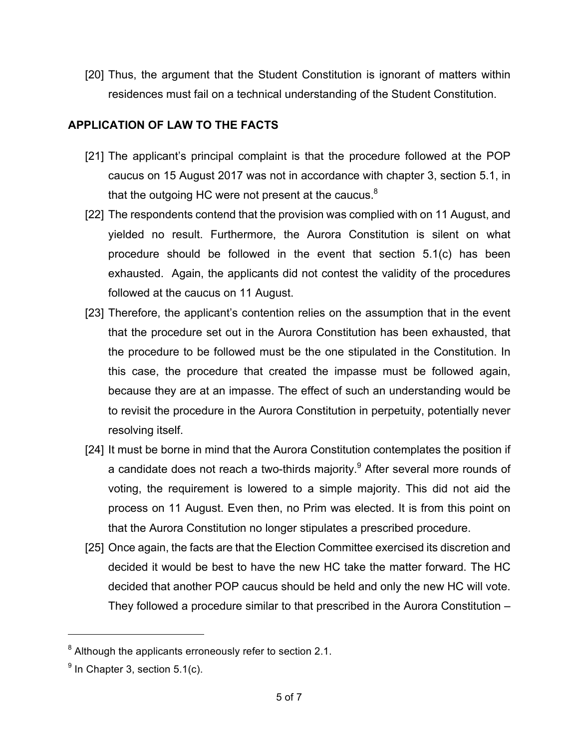[20] Thus, the argument that the Student Constitution is ignorant of matters within residences must fail on a technical understanding of the Student Constitution.

## APPLICATION OF LAW TO THE FACTS

[21] The applicant's principal complaint is that the procedure followed at the POP caucus on 15 August 2017 was not in accordance with chapter 3, section 5.1, in that the outgoing HC were not present at the caucus.[8]

[22] The respondents contend that the provision was complied with on 11 August, and yielded no result. Furthermore, the Aurora Constitution is silent on what procedure should be followed in the event that section 5.1(c) has been exhausted. Again, the applicants did not contest the validity of the procedures followed at the caucus on 11 August.

[23] Therefore, the applicant's contention relies on the assumption that in the event that the procedure set out in the Aurora Constitution has been exhausted, that the procedure to be followed must be the one stipulated in the Constitution. In this case, the procedure that created the impasse must be followed again, because they are at an impasse. The effect of such an understanding would be to revisit the procedure in the Aurora Constitution in perpetuity, potentially never resolving itself.

[24] It must be borne in mind that the Aurora Constitution contemplates the position if a candidate does not reach a two-thirds majority.[9] After several more rounds of voting, the requirement is lowered to a simple majority. This did not aid the process on 11 August. Even then, no Prim was elected. It is from this point on that the Aurora Constitution no longer stipulates a prescribed procedure.

[25] Once again, the facts are that the Election Committee exercised its discretion and decided it would be best to have the new HC take the matter forward. The HC decided that another POP caucus should be held and only the new HC will vote. They followed a procedure similar to that prescribed in the Aurora Constitution –

---

[8] Although the applicants erroneously refer to section 2.1.

[9] In Chapter 3, section 5.1(c).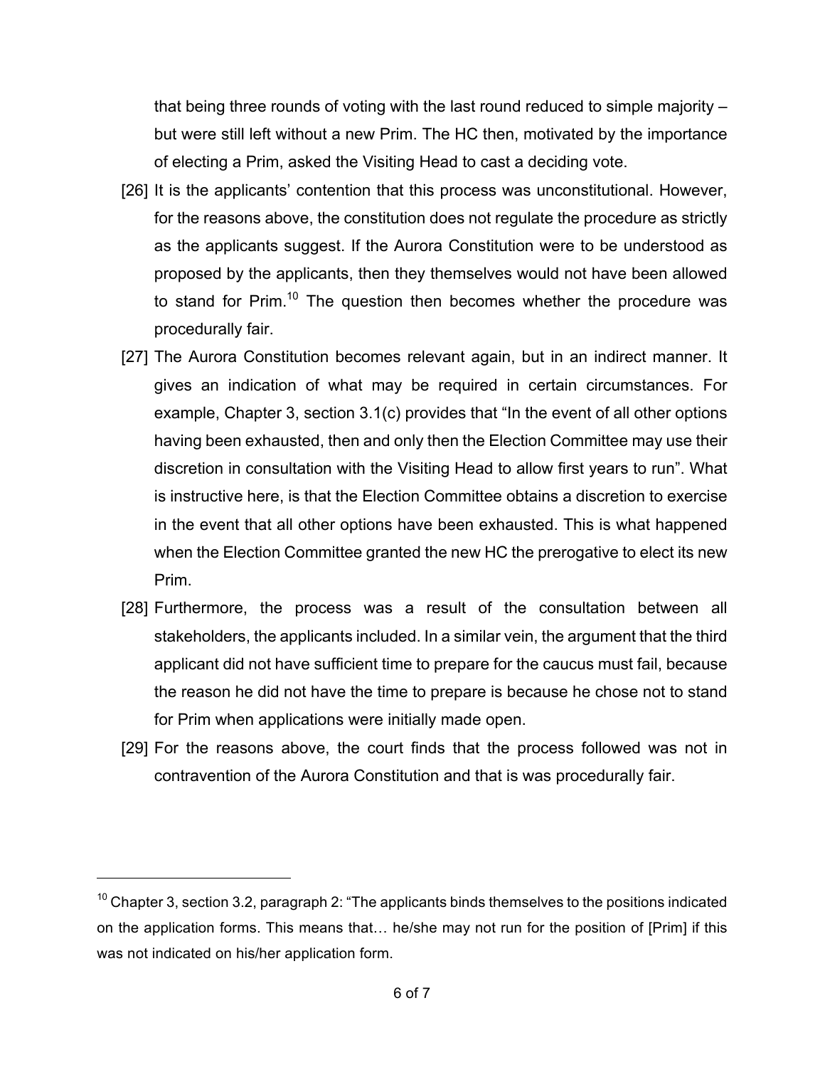that being three rounds of voting with the last round reduced to simple majority – but were still left without a new Prim. The HC then, motivated by the importance of electing a Prim, asked the Visiting Head to cast a deciding vote.

[26] It is the applicants' contention that this process was unconstitutional. However, for the reasons above, the constitution does not regulate the procedure as strictly as the applicants suggest. If the Aurora Constitution were to be understood as proposed by the applicants, then they themselves would not have been allowed to stand for Prim.[10] The question then becomes whether the procedure was procedurally fair.

[27] The Aurora Constitution becomes relevant again, but in an indirect manner. It gives an indication of what may be required in certain circumstances. For example, Chapter 3, section 3.1(c) provides that "In the event of all other options having been exhausted, then and only then the Election Committee may use their discretion in consultation with the Visiting Head to allow first years to run". What is instructive here, is that the Election Committee obtains a discretion to exercise in the event that all other options have been exhausted. This is what happened when the Election Committee granted the new HC the prerogative to elect its new Prim.

[28] Furthermore, the process was a result of the consultation between all stakeholders, the applicants included. In a similar vein, the argument that the third applicant did not have sufficient time to prepare for the caucus must fail, because the reason he did not have the time to prepare is because he chose not to stand for Prim when applications were initially made open.

[29] For the reasons above, the court finds that the process followed was not in contravention of the Aurora Constitution and that is was procedurally fair.

---

[10] Chapter 3, section 3.2, paragraph 2: "The applicants binds themselves to the positions indicated on the application forms. This means that… he/she may not run for the position of [Prim] if this was not indicated on his/her application form.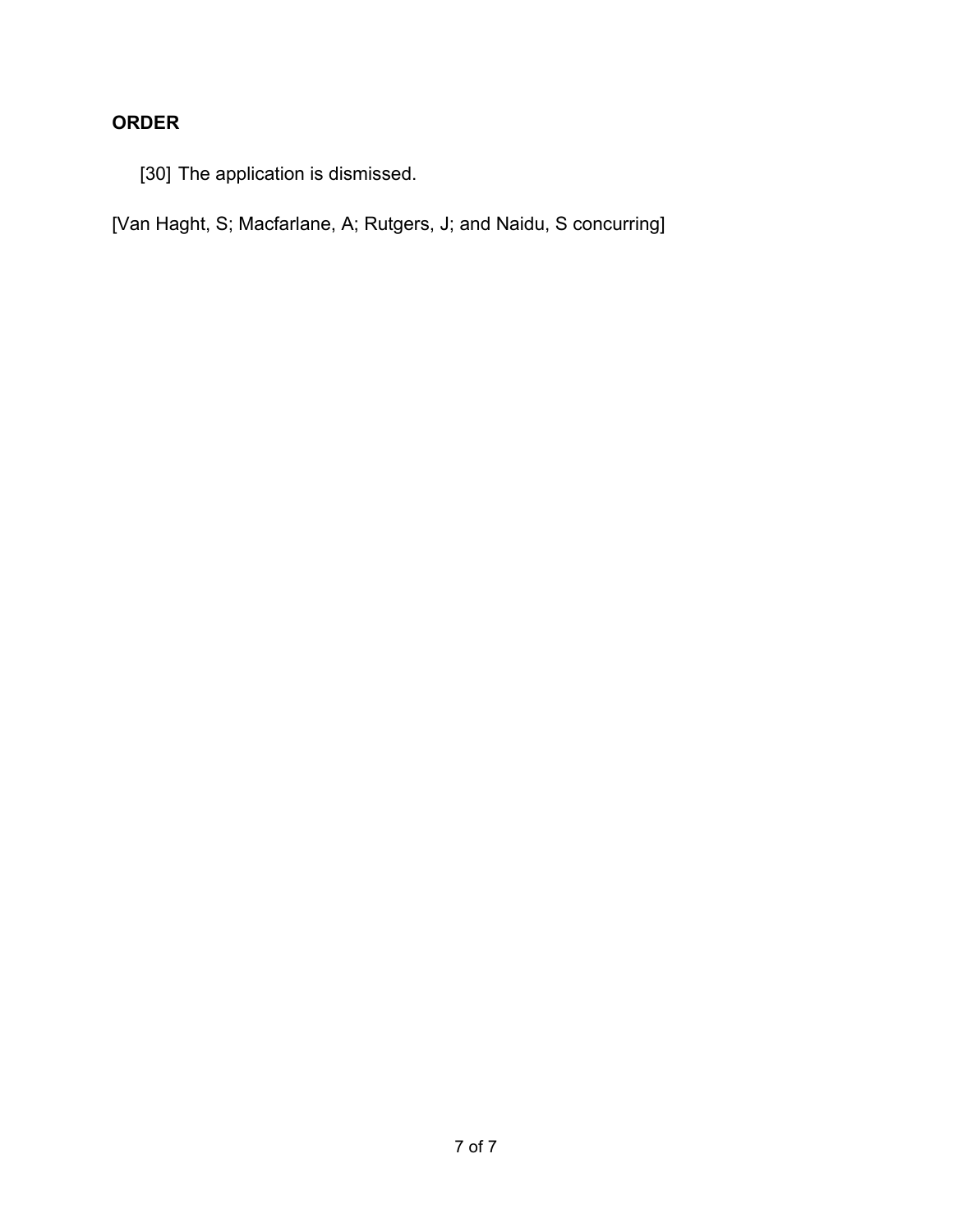## ORDER

[30] The application is dismissed.

[Van Haght, S; Macfarlane, A; Rutgers, J; and Naidu, S concurring]